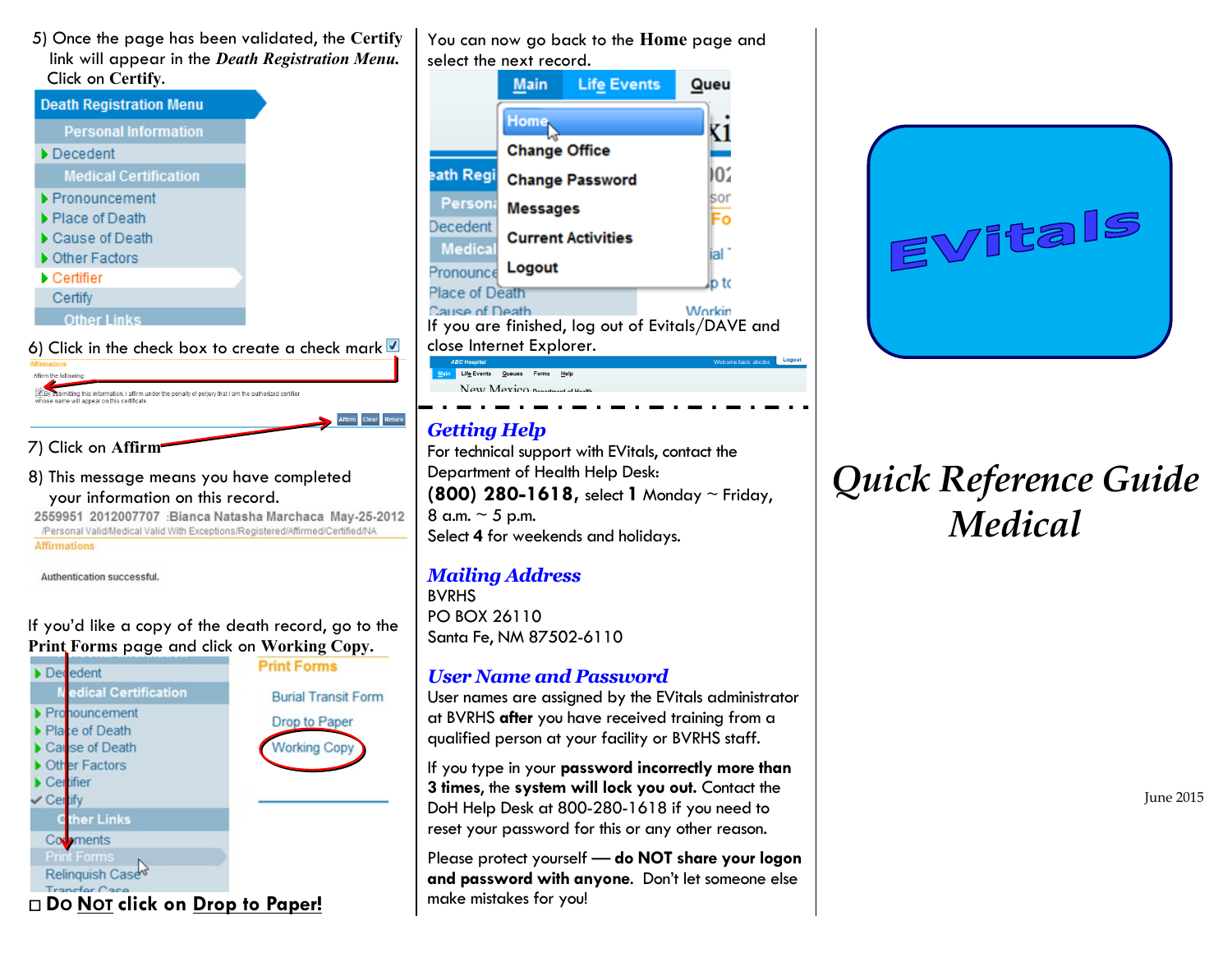5) Once the page has been validated, the **Certify** link will appear in the ***Death Registration Menu.*** Click on **Certify.**

Death Registration Menu

Personal Information

- Decedent

Medical Certification

- Pronouncement
- Place of Death
- Cause of Death
- Other Factors
- Certifier
- Certify

Other Links

6) Click in the check box to create a check mark ☑

7) Click on **Affirm**

8) This message means you have completed your information on this record.

2559951 2012007707 :Bianca Natasha Marchaca May-25-2012
/Personal Valid/Medical Valid With Exceptions/Registered/Affirmed/Certified/NA

Affirmations

Authentication successful.

If you'd like a copy of the death record, go to the **Print Forms** page and click on **Working Copy.**

Print Forms

- Burial Transit Form
- Drop to Paper
- Working Copy

☐ **DO NOT click on Drop to Paper!**

You can now go back to the **Home** page and select the next record.

If you are finished, log out of Evitals/DAVE and close Internet Explorer.

## *Getting Help*

For technical support with EVitals, contact the Department of Health Help Desk:

**(800) 280-1618,** select **1** Monday ~ Friday, 8 a.m. ~ 5 p.m.

Select **4** for weekends and holidays.

## *Mailing Address*

BVRHS
PO BOX 26110
Santa Fe, NM 87502-6110

## *User Name and Password*

User names are assigned by the EVitals administrator at BVRHS **after** you have received training from a qualified person at your facility or BVRHS staff.

If you type in your **password incorrectly more than 3 times,** the **system will lock you out.** Contact the DoH Help Desk at 800-280-1618 if you need to reset your password for this or any other reason.

Please protect yourself — **do NOT share your logon and password with anyone.** Don't let someone else make mistakes for you!

EVitals

# *Quick Reference Guide Medical*

June 2015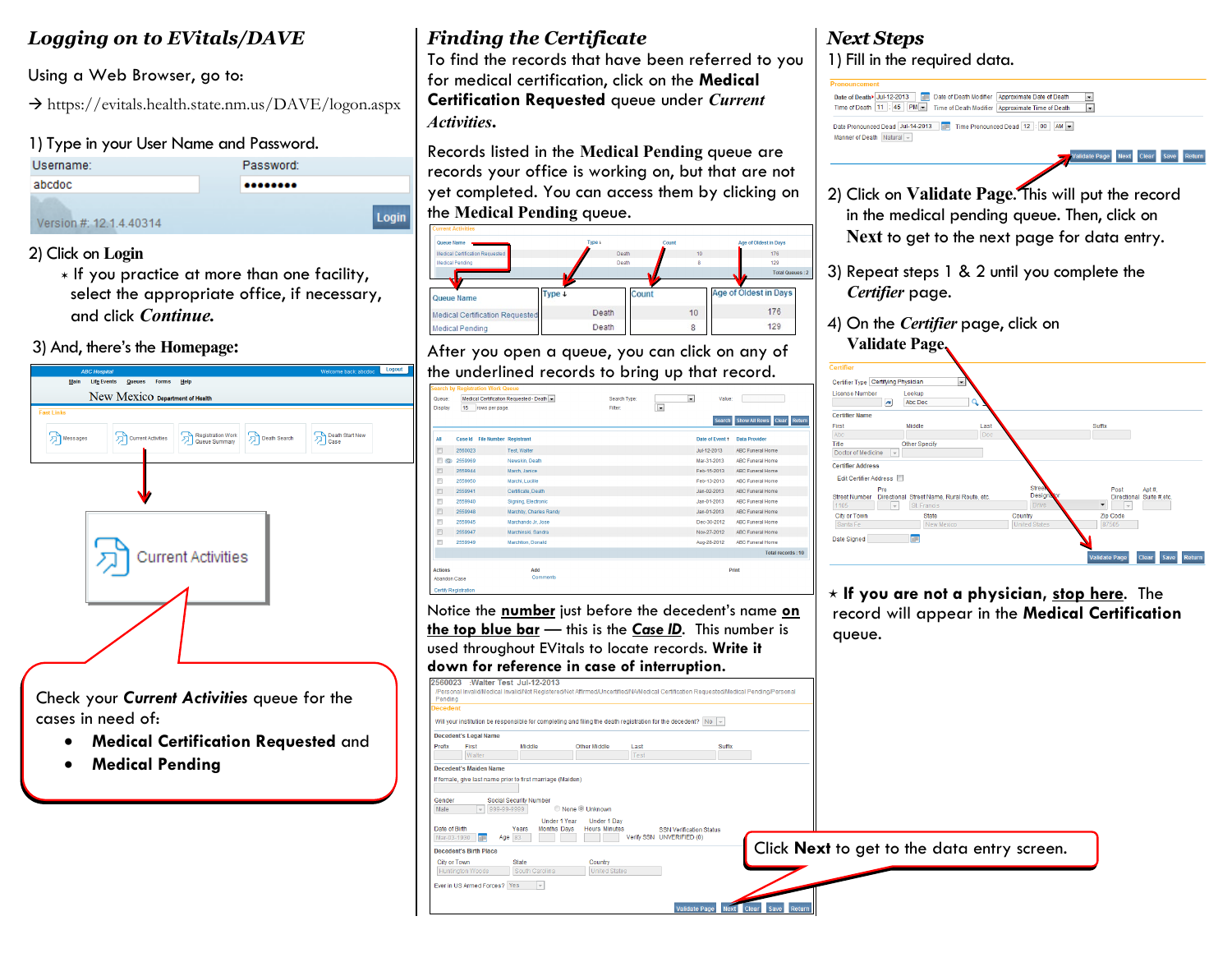## *Logging on to EVitals/DAVE*

Using a Web Browser, go to:

→ https://evitals.health.state.nm.us/DAVE/logon.aspx

1) Type in your User Name and Password.

Username: abcdoc
Password: ••••••••

Version #: 12.1.4.40314

Login

2) Click on **Login**

- If you practice at more than one facility, select the appropriate office, if necessary, and click *Continue.*

3) And, there's the **Homepage:**

Current Activities

Check your ***Current Activities*** queue for the cases in need of:

- **Medical Certification Requested** and
- **Medical Pending**

## *Finding the Certificate*

To find the records that have been referred to you for medical certification, click on the **Medical Certification Requested** queue under *Current Activities.*

Records listed in the **Medical Pending** queue are records your office is working on, but that are not yet completed. You can access them by clicking on the **Medical Pending** queue.

| Queue Name | Type ↓ | Count | Age of Oldest in Days |
|---|---|---|---|
| Medical Certification Requested | Death | 10 | 176 |
| Medical Pending | Death | 8 | 129 |

After you open a queue, you can click on any of the underlined records to bring up that record.

Notice the <u>**number**</u> just before the decedent's name <u>**on the top blue bar**</u> — this is the ***<u>Case ID</u>***. This number is used throughout EVitals to locate records. **Write it down for reference in case of interruption.**

Click **Next** to get to the data entry screen.

## *Next Steps*

1) Fill in the required data.

2) Click on **Validate Page.** This will put the record in the medical pending queue. Then, click on **Next** to get to the next page for data entry.

3) Repeat steps 1 & 2 until you complete the *Certifier* page.

4) On the *Certifier* page, click on **Validate Page.**

⋆ **If you are not a physician, <u>stop here</u>.** The record will appear in the **Medical Certification** queue.